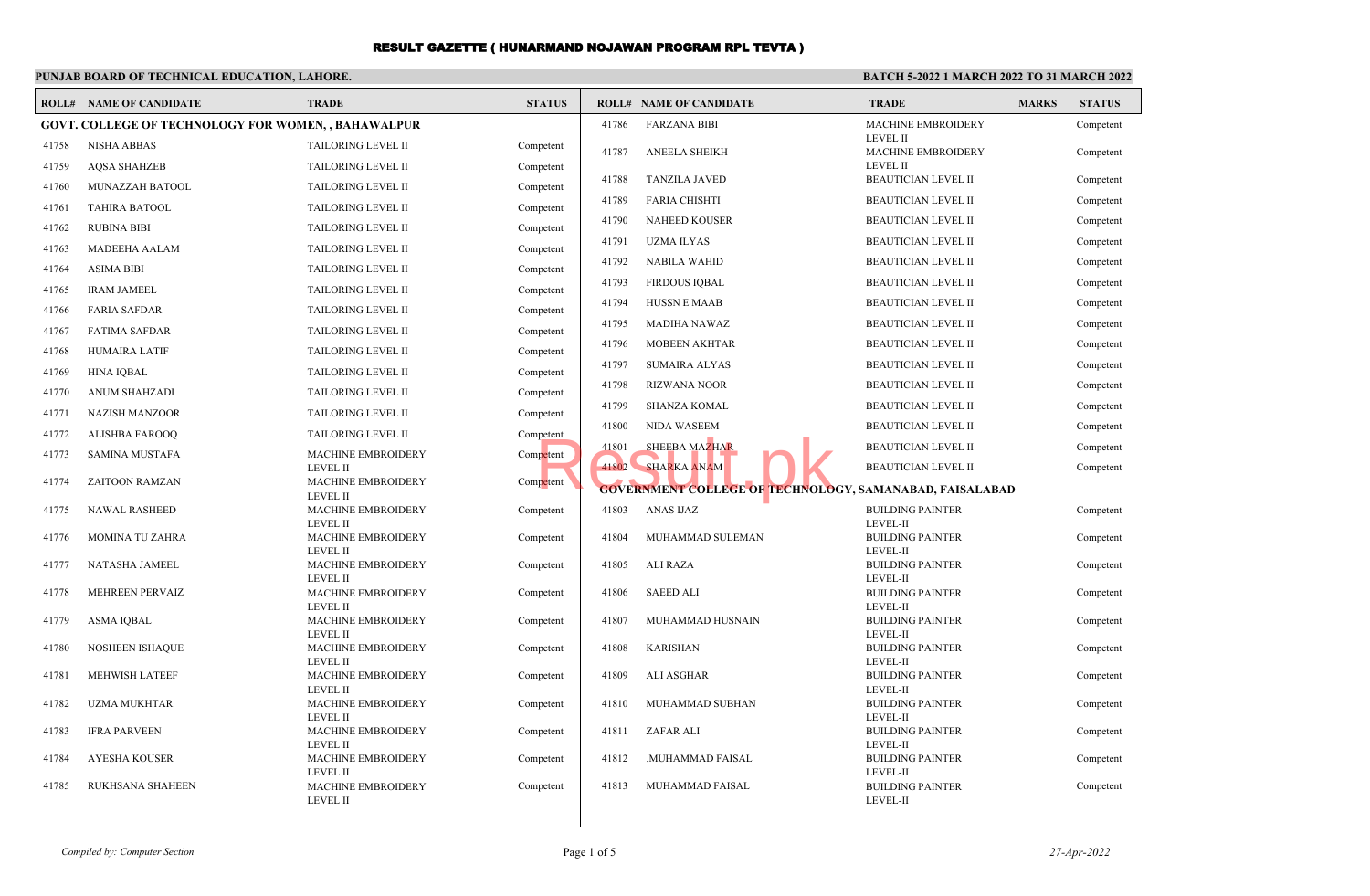# RESULT GAZETTE ( HUNARMAND NOJAWAN PROGRAM RPL TEVTA )

**PUNJAB BOARD OF TECHNICAL EDUCATION, LAHORE.**

**BATCH 5-2022 1 MARCH 2022 TO 31 MARCH 2022**

| ROLL# | NAME OF CANDIDATE | TRADE | MARKS | STATUS |
|---|---|---|---|---|
| **GOVT. COLLEGE OF TECHNOLOGY FOR WOMEN, , BAHAWALPUR** | | | | |
| 41758 | NISHA ABBAS | TAILORING LEVEL II | | Competent |
| 41759 | AQSA SHAHZEB | TAILORING LEVEL II | | Competent |
| 41760 | MUNAZZAH BATOOL | TAILORING LEVEL II | | Competent |
| 41761 | TAHIRA BATOOL | TAILORING LEVEL II | | Competent |
| 41762 | RUBINA BIBI | TAILORING LEVEL II | | Competent |
| 41763 | MADEEHA AALAM | TAILORING LEVEL II | | Competent |
| 41764 | ASIMA BIBI | TAILORING LEVEL II | | Competent |
| 41765 | IRAM JAMEEL | TAILORING LEVEL II | | Competent |
| 41766 | FARIA SAFDAR | TAILORING LEVEL II | | Competent |
| 41767 | FATIMA SAFDAR | TAILORING LEVEL II | | Competent |
| 41768 | HUMAIRA LATIF | TAILORING LEVEL II | | Competent |
| 41769 | HINA IQBAL | TAILORING LEVEL II | | Competent |
| 41770 | ANUM SHAHZADI | TAILORING LEVEL II | | Competent |
| 41771 | NAZISH MANZOOR | TAILORING LEVEL II | | Competent |
| 41772 | ALISHBA FAROOQ | TAILORING LEVEL II | | Competent |
| 41773 | SAMINA MUSTAFA | MACHINE EMBROIDERY LEVEL II | | Competent |
| 41774 | ZAITOON RAMZAN | MACHINE EMBROIDERY LEVEL II | | Competent |
| 41775 | NAWAL RASHEED | MACHINE EMBROIDERY LEVEL II | | Competent |
| 41776 | MOMINA TU ZAHRA | MACHINE EMBROIDERY LEVEL II | | Competent |
| 41777 | NATASHA JAMEEL | MACHINE EMBROIDERY LEVEL II | | Competent |
| 41778 | MEHREEN PERVAIZ | MACHINE EMBROIDERY LEVEL II | | Competent |
| 41779 | ASMA IQBAL | MACHINE EMBROIDERY LEVEL II | | Competent |
| 41780 | NOSHEEN ISHAQUE | MACHINE EMBROIDERY LEVEL II | | Competent |
| 41781 | MEHWISH LATEEF | MACHINE EMBROIDERY LEVEL II | | Competent |
| 41782 | UZMA MUKHTAR | MACHINE EMBROIDERY LEVEL II | | Competent |
| 41783 | IFRA PARVEEN | MACHINE EMBROIDERY LEVEL II | | Competent |
| 41784 | AYESHA KOUSER | MACHINE EMBROIDERY LEVEL II | | Competent |
| 41785 | RUKHSANA SHAHEEN | MACHINE EMBROIDERY LEVEL II | | Competent |
| 41786 | FARZANA BIBI | MACHINE EMBROIDERY LEVEL II | | Competent |
| 41787 | ANEELA SHEIKH | MACHINE EMBROIDERY LEVEL II | | Competent |
| 41788 | TANZILA JAVED | BEAUTICIAN LEVEL II | | Competent |
| 41789 | FARIA CHISHTI | BEAUTICIAN LEVEL II | | Competent |
| 41790 | NAHEED KOUSER | BEAUTICIAN LEVEL II | | Competent |
| 41791 | UZMA ILYAS | BEAUTICIAN LEVEL II | | Competent |
| 41792 | NABILA WAHID | BEAUTICIAN LEVEL II | | Competent |
| 41793 | FIRDOUS IQBAL | BEAUTICIAN LEVEL II | | Competent |
| 41794 | HUSSN E MAAB | BEAUTICIAN LEVEL II | | Competent |
| 41795 | MADIHA NAWAZ | BEAUTICIAN LEVEL II | | Competent |
| 41796 | MOBEEN AKHTAR | BEAUTICIAN LEVEL II | | Competent |
| 41797 | SUMAIRA ALYAS | BEAUTICIAN LEVEL II | | Competent |
| 41798 | RIZWANA NOOR | BEAUTICIAN LEVEL II | | Competent |
| 41799 | SHANZA KOMAL | BEAUTICIAN LEVEL II | | Competent |
| 41800 | NIDA WASEEM | BEAUTICIAN LEVEL II | | Competent |
| 41801 | SHEEBA MAZHAR | BEAUTICIAN LEVEL II | | Competent |
| 41802 | SHARKA ANAM | BEAUTICIAN LEVEL II | | Competent |
| **GOVERNMENT COLLEGE OF TECHNOLOGY, SAMANABAD, FAISALABAD** | | | | |
| 41803 | ANAS IJAZ | BUILDING PAINTER LEVEL-II | | Competent |
| 41804 | MUHAMMAD SULEMAN | BUILDING PAINTER LEVEL-II | | Competent |
| 41805 | ALI RAZA | BUILDING PAINTER LEVEL-II | | Competent |
| 41806 | SAEED ALI | BUILDING PAINTER LEVEL-II | | Competent |
| 41807 | MUHAMMAD HUSNAIN | BUILDING PAINTER LEVEL-II | | Competent |
| 41808 | KARISHAN | BUILDING PAINTER LEVEL-II | | Competent |
| 41809 | ALI ASGHAR | BUILDING PAINTER LEVEL-II | | Competent |
| 41810 | MUHAMMAD SUBHAN | BUILDING PAINTER LEVEL-II | | Competent |
| 41811 | ZAFAR ALI | BUILDING PAINTER LEVEL-II | | Competent |
| 41812 | .MUHAMMAD FAISAL | BUILDING PAINTER LEVEL-II | | Competent |
| 41813 | MUHAMMAD FAISAL | BUILDING PAINTER LEVEL-II | | Competent |

*Compiled by: Computer Section*

*27-Apr-2022*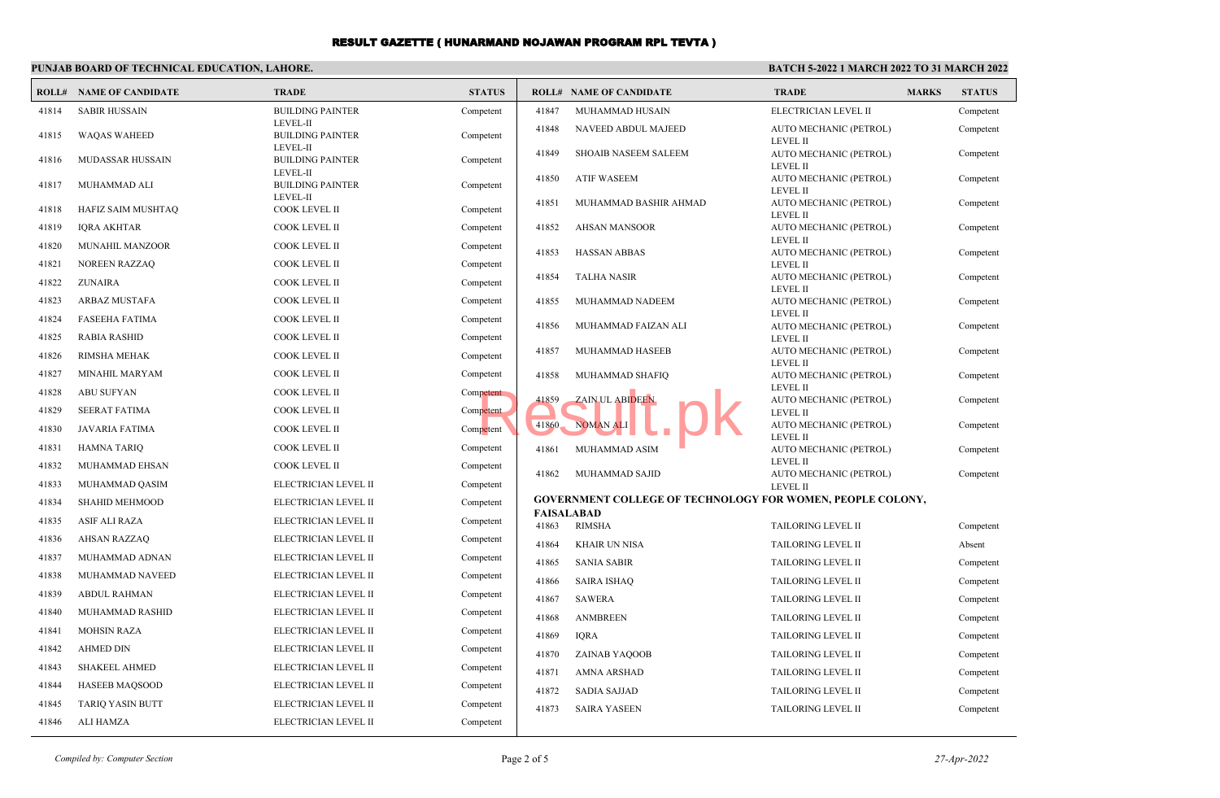# RESULT GAZETTE ( HUNARMAND NOJAWAN PROGRAM RPL TEVTA )

**PUNJAB BOARD OF TECHNICAL EDUCATION, LAHORE.**

**BATCH 5-2022 1 MARCH 2022 TO 31 MARCH 2022**

| ROLL# | NAME OF CANDIDATE | TRADE | STATUS |
|---|---|---|---|
| 41814 | SABIR HUSSAIN | BUILDING PAINTER LEVEL-II | Competent |
| 41815 | WAQAS WAHEED | BUILDING PAINTER LEVEL-II | Competent |
| 41816 | MUDASSAR HUSSAIN | BUILDING PAINTER LEVEL-II | Competent |
| 41817 | MUHAMMAD ALI | BUILDING PAINTER LEVEL-II | Competent |
| 41818 | HAFIZ SAIM MUSHTAQ | COOK LEVEL II | Competent |
| 41819 | IQRA AKHTAR | COOK LEVEL II | Competent |
| 41820 | MUNAHIL MANZOOR | COOK LEVEL II | Competent |
| 41821 | NOREEN RAZZAQ | COOK LEVEL II | Competent |
| 41822 | ZUNAIRA | COOK LEVEL II | Competent |
| 41823 | ARBAZ MUSTAFA | COOK LEVEL II | Competent |
| 41824 | FASEEHA FATIMA | COOK LEVEL II | Competent |
| 41825 | RABIA RASHID | COOK LEVEL II | Competent |
| 41826 | RIMSHA MEHAK | COOK LEVEL II | Competent |
| 41827 | MINAHIL MARYAM | COOK LEVEL II | Competent |
| 41828 | ABU SUFYAN | COOK LEVEL II | Competent |
| 41829 | SEERAT FATIMA | COOK LEVEL II | Competent |
| 41830 | JAVARIA FATIMA | COOK LEVEL II | Competent |
| 41831 | HAMNA TARIQ | COOK LEVEL II | Competent |
| 41832 | MUHAMMAD EHSAN | COOK LEVEL II | Competent |
| 41833 | MUHAMMAD QASIM | ELECTRICIAN LEVEL II | Competent |
| 41834 | SHAHID MEHMOOD | ELECTRICIAN LEVEL II | Competent |
| 41835 | ASIF ALI RAZA | ELECTRICIAN LEVEL II | Competent |
| 41836 | AHSAN RAZZAQ | ELECTRICIAN LEVEL II | Competent |
| 41837 | MUHAMMAD ADNAN | ELECTRICIAN LEVEL II | Competent |
| 41838 | MUHAMMAD NAVEED | ELECTRICIAN LEVEL II | Competent |
| 41839 | ABDUL RAHMAN | ELECTRICIAN LEVEL II | Competent |
| 41840 | MUHAMMAD RASHID | ELECTRICIAN LEVEL II | Competent |
| 41841 | MOHSIN RAZA | ELECTRICIAN LEVEL II | Competent |
| 41842 | AHMED DIN | ELECTRICIAN LEVEL II | Competent |
| 41843 | SHAKEEL AHMED | ELECTRICIAN LEVEL II | Competent |
| 41844 | HASEEB MAQSOOD | ELECTRICIAN LEVEL II | Competent |
| 41845 | TARIQ YASIN BUTT | ELECTRICIAN LEVEL II | Competent |
| 41846 | ALI HAMZA | ELECTRICIAN LEVEL II | Competent |

| ROLL# | NAME OF CANDIDATE | TRADE | MARKS | STATUS |
|---|---|---|---|---|
| 41847 | MUHAMMAD HUSAIN | ELECTRICIAN LEVEL II | | Competent |
| 41848 | NAVEED ABDUL MAJEED | AUTO MECHANIC (PETROL) LEVEL II | | Competent |
| 41849 | SHOAIB NASEEM SALEEM | AUTO MECHANIC (PETROL) LEVEL II | | Competent |
| 41850 | ATIF WASEEM | AUTO MECHANIC (PETROL) LEVEL II | | Competent |
| 41851 | MUHAMMAD BASHIR AHMAD | AUTO MECHANIC (PETROL) LEVEL II | | Competent |
| 41852 | AHSAN MANSOOR | AUTO MECHANIC (PETROL) LEVEL II | | Competent |
| 41853 | HASSAN ABBAS | AUTO MECHANIC (PETROL) LEVEL II | | Competent |
| 41854 | TALHA NASIR | AUTO MECHANIC (PETROL) LEVEL II | | Competent |
| 41855 | MUHAMMAD NADEEM | AUTO MECHANIC (PETROL) LEVEL II | | Competent |
| 41856 | MUHAMMAD FAIZAN ALI | AUTO MECHANIC (PETROL) LEVEL II | | Competent |
| 41857 | MUHAMMAD HASEEB | AUTO MECHANIC (PETROL) LEVEL II | | Competent |
| 41858 | MUHAMMAD SHAFIQ | AUTO MECHANIC (PETROL) LEVEL II | | Competent |
| 41859 | ZAIN UL ABIDEEN | AUTO MECHANIC (PETROL) LEVEL II | | Competent |
| 41860 | NOMAN ALI | AUTO MECHANIC (PETROL) LEVEL II | | Competent |
| 41861 | MUHAMMAD ASIM | AUTO MECHANIC (PETROL) LEVEL II | | Competent |
| 41862 | MUHAMMAD SAJID | AUTO MECHANIC (PETROL) LEVEL II | | Competent |

**GOVERNMENT COLLEGE OF TECHNOLOGY FOR WOMEN, PEOPLE COLONY, FAISALABAD**

| ROLL# | NAME OF CANDIDATE | TRADE | MARKS | STATUS |
|---|---|---|---|---|
| 41863 | RIMSHA | TAILORING LEVEL II | | Competent |
| 41864 | KHAIR UN NISA | TAILORING LEVEL II | | Absent |
| 41865 | SANIA SABIR | TAILORING LEVEL II | | Competent |
| 41866 | SAIRA ISHAQ | TAILORING LEVEL II | | Competent |
| 41867 | SAWERA | TAILORING LEVEL II | | Competent |
| 41868 | ANMBREEN | TAILORING LEVEL II | | Competent |
| 41869 | IQRA | TAILORING LEVEL II | | Competent |
| 41870 | ZAINAB YAQOOB | TAILORING LEVEL II | | Competent |
| 41871 | AMNA ARSHAD | TAILORING LEVEL II | | Competent |
| 41872 | SADIA SAJJAD | TAILORING LEVEL II | | Competent |
| 41873 | SAIRA YASEEN | TAILORING LEVEL II | | Competent |

*Compiled by: Computer Section*

*27-Apr-2022*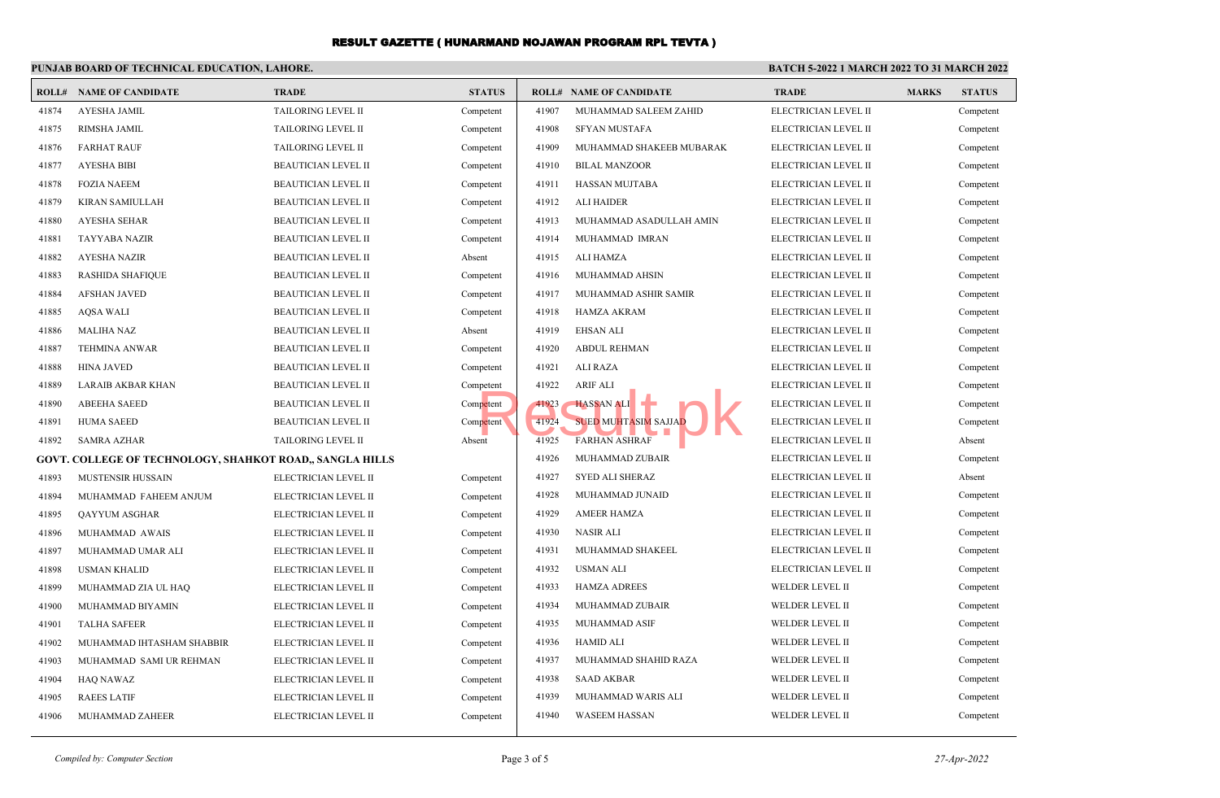# RESULT GAZETTE ( HUNARMAND NOJAWAN PROGRAM RPL TEVTA )

**PUNJAB BOARD OF TECHNICAL EDUCATION, LAHORE.**

**BATCH 5-2022 1 MARCH 2022 TO 31 MARCH 2022**

| ROLL# | NAME OF CANDIDATE | TRADE | STATUS |
|---|---|---|---|
| 41874 | AYESHA JAMIL | TAILORING LEVEL II | Competent |
| 41875 | RIMSHA JAMIL | TAILORING LEVEL II | Competent |
| 41876 | FARHAT RAUF | TAILORING LEVEL II | Competent |
| 41877 | AYESHA BIBI | BEAUTICIAN LEVEL II | Competent |
| 41878 | FOZIA NAEEM | BEAUTICIAN LEVEL II | Competent |
| 41879 | KIRAN SAMIULLAH | BEAUTICIAN LEVEL II | Competent |
| 41880 | AYESHA SEHAR | BEAUTICIAN LEVEL II | Competent |
| 41881 | TAYYABA NAZIR | BEAUTICIAN LEVEL II | Competent |
| 41882 | AYESHA NAZIR | BEAUTICIAN LEVEL II | Absent |
| 41883 | RASHIDA SHAFIQUE | BEAUTICIAN LEVEL II | Competent |
| 41884 | AFSHAN JAVED | BEAUTICIAN LEVEL II | Competent |
| 41885 | AQSA WALI | BEAUTICIAN LEVEL II | Competent |
| 41886 | MALIHA NAZ | BEAUTICIAN LEVEL II | Absent |
| 41887 | TEHMINA ANWAR | BEAUTICIAN LEVEL II | Competent |
| 41888 | HINA JAVED | BEAUTICIAN LEVEL II | Competent |
| 41889 | LARAIB AKBAR KHAN | BEAUTICIAN LEVEL II | Competent |
| 41890 | ABEEHA SAEED | BEAUTICIAN LEVEL II | Competent |
| 41891 | HUMA SAEED | BEAUTICIAN LEVEL II | Competent |
| 41892 | SAMRA AZHAR | TAILORING LEVEL II | Absent |

**GOVT. COLLEGE OF TECHNOLOGY, SHAHKOT ROAD,, SANGLA HILLS**

| ROLL# | NAME OF CANDIDATE | TRADE | MARKS | STATUS |
|---|---|---|---|---|
| 41893 | MUSTENSIR HUSSAIN | ELECTRICIAN LEVEL II | | Competent |
| 41894 | MUHAMMAD FAHEEM ANJUM | ELECTRICIAN LEVEL II | | Competent |
| 41895 | QAYYUM ASGHAR | ELECTRICIAN LEVEL II | | Competent |
| 41896 | MUHAMMAD AWAIS | ELECTRICIAN LEVEL II | | Competent |
| 41897 | MUHAMMAD UMAR ALI | ELECTRICIAN LEVEL II | | Competent |
| 41898 | USMAN KHALID | ELECTRICIAN LEVEL II | | Competent |
| 41899 | MUHAMMAD ZIA UL HAQ | ELECTRICIAN LEVEL II | | Competent |
| 41900 | MUHAMMAD BIYAMIN | ELECTRICIAN LEVEL II | | Competent |
| 41901 | TALHA SAFEER | ELECTRICIAN LEVEL II | | Competent |
| 41902 | MUHAMMAD IHTASHAM SHABBIR | ELECTRICIAN LEVEL II | | Competent |
| 41903 | MUHAMMAD SAMI UR REHMAN | ELECTRICIAN LEVEL II | | Competent |
| 41904 | HAQ NAWAZ | ELECTRICIAN LEVEL II | | Competent |
| 41905 | RAEES LATIF | ELECTRICIAN LEVEL II | | Competent |
| 41906 | MUHAMMAD ZAHEER | ELECTRICIAN LEVEL II | | Competent |
| 41907 | MUHAMMAD SALEEM ZAHID | ELECTRICIAN LEVEL II | | Competent |
| 41908 | SFYAN MUSTAFA | ELECTRICIAN LEVEL II | | Competent |
| 41909 | MUHAMMAD SHAKEEB MUBARAK | ELECTRICIAN LEVEL II | | Competent |
| 41910 | BILAL MANZOOR | ELECTRICIAN LEVEL II | | Competent |
| 41911 | HASSAN MUJTABA | ELECTRICIAN LEVEL II | | Competent |
| 41912 | ALI HAIDER | ELECTRICIAN LEVEL II | | Competent |
| 41913 | MUHAMMAD ASADULLAH AMIN | ELECTRICIAN LEVEL II | | Competent |
| 41914 | MUHAMMAD IMRAN | ELECTRICIAN LEVEL II | | Competent |
| 41915 | ALI HAMZA | ELECTRICIAN LEVEL II | | Competent |
| 41916 | MUHAMMAD AHSIN | ELECTRICIAN LEVEL II | | Competent |
| 41917 | MUHAMMAD ASHIR SAMIR | ELECTRICIAN LEVEL II | | Competent |
| 41918 | HAMZA AKRAM | ELECTRICIAN LEVEL II | | Competent |
| 41919 | EHSAN ALI | ELECTRICIAN LEVEL II | | Competent |
| 41920 | ABDUL REHMAN | ELECTRICIAN LEVEL II | | Competent |
| 41921 | ALI RAZA | ELECTRICIAN LEVEL II | | Competent |
| 41922 | ARIF ALI | ELECTRICIAN LEVEL II | | Competent |
| 41923 | HASSAN ALI | ELECTRICIAN LEVEL II | | Competent |
| 41924 | SYED MUHTASIM SAJJAD | ELECTRICIAN LEVEL II | | Competent |
| 41925 | FARHAN ASHRAF | ELECTRICIAN LEVEL II | | Absent |
| 41926 | MUHAMMAD ZUBAIR | ELECTRICIAN LEVEL II | | Competent |
| 41927 | SYED ALI SHERAZ | ELECTRICIAN LEVEL II | | Absent |
| 41928 | MUHAMMAD JUNAID | ELECTRICIAN LEVEL II | | Competent |
| 41929 | AMEER HAMZA | ELECTRICIAN LEVEL II | | Competent |
| 41930 | NASIR ALI | ELECTRICIAN LEVEL II | | Competent |
| 41931 | MUHAMMAD SHAKEEL | ELECTRICIAN LEVEL II | | Competent |
| 41932 | USMAN ALI | ELECTRICIAN LEVEL II | | Competent |
| 41933 | HAMZA ADREES | WELDER LEVEL II | | Competent |
| 41934 | MUHAMMAD ZUBAIR | WELDER LEVEL II | | Competent |
| 41935 | MUHAMMAD ASIF | WELDER LEVEL II | | Competent |
| 41936 | HAMID ALI | WELDER LEVEL II | | Competent |
| 41937 | MUHAMMAD SHAHID RAZA | WELDER LEVEL II | | Competent |
| 41938 | SAAD AKBAR | WELDER LEVEL II | | Competent |
| 41939 | MUHAMMAD WARIS ALI | WELDER LEVEL II | | Competent |
| 41940 | WASEEM HASSAN | WELDER LEVEL II | | Competent |

*Compiled by: Computer Section*

*27-Apr-2022*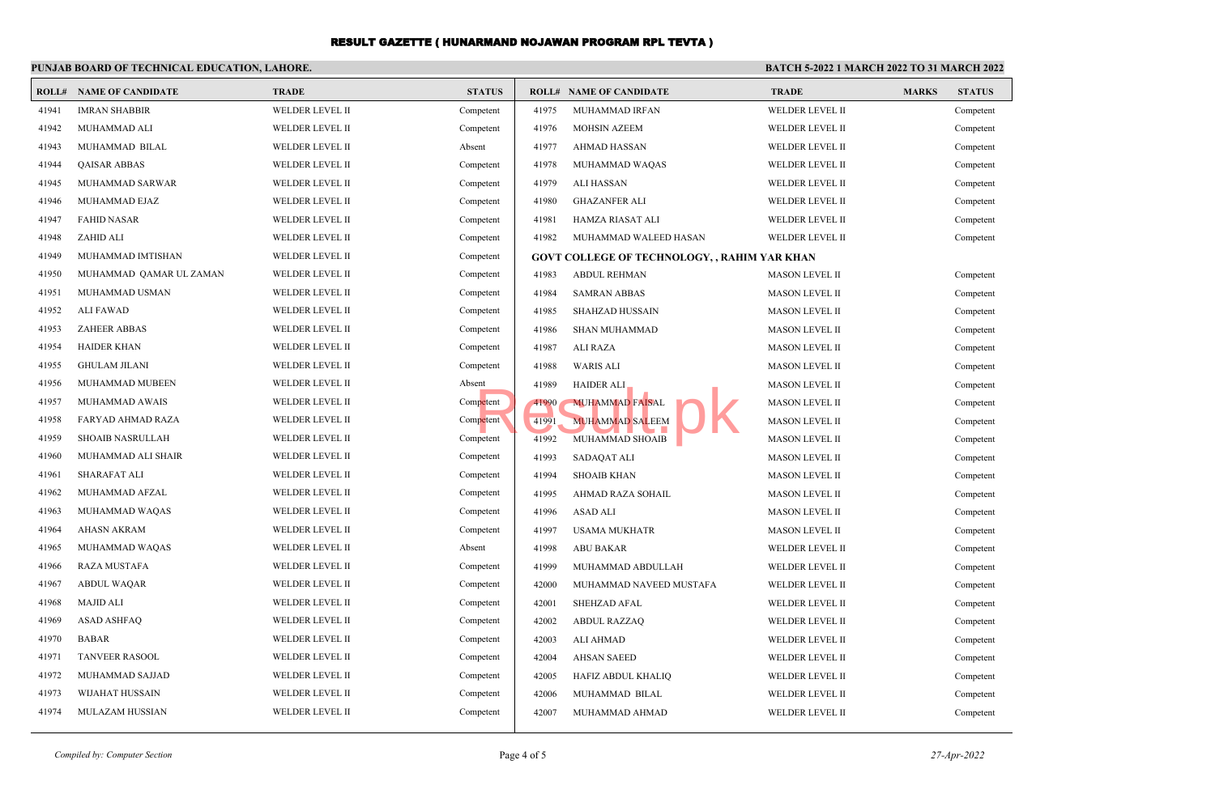# RESULT GAZETTE ( HUNARMAND NOJAWAN PROGRAM RPL TEVTA )

**PUNJAB BOARD OF TECHNICAL EDUCATION, LAHORE.**

**BATCH 5-2022 1 MARCH 2022 TO 31 MARCH 2022**

| ROLL# | NAME OF CANDIDATE | TRADE | STATUS |
|---|---|---|---|
| 41941 | IMRAN SHABBIR | WELDER LEVEL II | Competent |
| 41942 | MUHAMMAD ALI | WELDER LEVEL II | Competent |
| 41943 | MUHAMMAD BILAL | WELDER LEVEL II | Absent |
| 41944 | QAISAR ABBAS | WELDER LEVEL II | Competent |
| 41945 | MUHAMMAD SARWAR | WELDER LEVEL II | Competent |
| 41946 | MUHAMMAD EJAZ | WELDER LEVEL II | Competent |
| 41947 | FAHID NASAR | WELDER LEVEL II | Competent |
| 41948 | ZAHID ALI | WELDER LEVEL II | Competent |
| 41949 | MUHAMMAD IMTISHAN | WELDER LEVEL II | Competent |
| 41950 | MUHAMMAD QAMAR UL ZAMAN | WELDER LEVEL II | Competent |
| 41951 | MUHAMMAD USMAN | WELDER LEVEL II | Competent |
| 41952 | ALI FAWAD | WELDER LEVEL II | Competent |
| 41953 | ZAHEER ABBAS | WELDER LEVEL II | Competent |
| 41954 | HAIDER KHAN | WELDER LEVEL II | Competent |
| 41955 | GHULAM JILANI | WELDER LEVEL II | Competent |
| 41956 | MUHAMMAD MUBEEN | WELDER LEVEL II | Absent |
| 41957 | MUHAMMAD AWAIS | WELDER LEVEL II | Competent |
| 41958 | FARYAD AHMAD RAZA | WELDER LEVEL II | Competent |
| 41959 | SHOAIB NASRULLAH | WELDER LEVEL II | Competent |
| 41960 | MUHAMMAD ALI SHAIR | WELDER LEVEL II | Competent |
| 41961 | SHARAFAT ALI | WELDER LEVEL II | Competent |
| 41962 | MUHAMMAD AFZAL | WELDER LEVEL II | Competent |
| 41963 | MUHAMMAD WAQAS | WELDER LEVEL II | Competent |
| 41964 | AHASN AKRAM | WELDER LEVEL II | Competent |
| 41965 | MUHAMMAD WAQAS | WELDER LEVEL II | Absent |
| 41966 | RAZA MUSTAFA | WELDER LEVEL II | Competent |
| 41967 | ABDUL WAQAR | WELDER LEVEL II | Competent |
| 41968 | MAJID ALI | WELDER LEVEL II | Competent |
| 41969 | ASAD ASHFAQ | WELDER LEVEL II | Competent |
| 41970 | BABAR | WELDER LEVEL II | Competent |
| 41971 | TANVEER RASOOL | WELDER LEVEL II | Competent |
| 41972 | MUHAMMAD SAJJAD | WELDER LEVEL II | Competent |
| 41973 | WIJAHAT HUSSAIN | WELDER LEVEL II | Competent |
| 41974 | MULAZAM HUSSIAN | WELDER LEVEL II | Competent |

| ROLL# | NAME OF CANDIDATE | TRADE | MARKS | STATUS |
|---|---|---|---|---|
| 41975 | MUHAMMAD IRFAN | WELDER LEVEL II | | Competent |
| 41976 | MOHSIN AZEEM | WELDER LEVEL II | | Competent |
| 41977 | AHMAD HASSAN | WELDER LEVEL II | | Competent |
| 41978 | MUHAMMAD WAQAS | WELDER LEVEL II | | Competent |
| 41979 | ALI HASSAN | WELDER LEVEL II | | Competent |
| 41980 | GHAZANFER ALI | WELDER LEVEL II | | Competent |
| 41981 | HAMZA RIASAT ALI | WELDER LEVEL II | | Competent |
| 41982 | MUHAMMAD WALEED HASAN | WELDER LEVEL II | | Competent |
| **GOVT COLLEGE OF TECHNOLOGY, , RAHIM YAR KHAN** | | | | |
| 41983 | ABDUL REHMAN | MASON LEVEL II | | Competent |
| 41984 | SAMRAN ABBAS | MASON LEVEL II | | Competent |
| 41985 | SHAHZAD HUSSAIN | MASON LEVEL II | | Competent |
| 41986 | SHAN MUHAMMAD | MASON LEVEL II | | Competent |
| 41987 | ALI RAZA | MASON LEVEL II | | Competent |
| 41988 | WARIS ALI | MASON LEVEL II | | Competent |
| 41989 | HAIDER ALI | MASON LEVEL II | | Competent |
| 41990 | MUHAMMAD FAISAL | MASON LEVEL II | | Competent |
| 41991 | MUHAMMAD SALEEM | MASON LEVEL II | | Competent |
| 41992 | MUHAMMAD SHOAIB | MASON LEVEL II | | Competent |
| 41993 | SADAQAT ALI | MASON LEVEL II | | Competent |
| 41994 | SHOAIB KHAN | MASON LEVEL II | | Competent |
| 41995 | AHMAD RAZA SOHAIL | MASON LEVEL II | | Competent |
| 41996 | ASAD ALI | MASON LEVEL II | | Competent |
| 41997 | USAMA MUKHATR | MASON LEVEL II | | Competent |
| 41998 | ABU BAKAR | WELDER LEVEL II | | Competent |
| 41999 | MUHAMMAD ABDULLAH | WELDER LEVEL II | | Competent |
| 42000 | MUHAMMAD NAVEED MUSTAFA | WELDER LEVEL II | | Competent |
| 42001 | SHEHZAD AFAL | WELDER LEVEL II | | Competent |
| 42002 | ABDUL RAZZAQ | WELDER LEVEL II | | Competent |
| 42003 | ALI AHMAD | WELDER LEVEL II | | Competent |
| 42004 | AHSAN SAEED | WELDER LEVEL II | | Competent |
| 42005 | HAFIZ ABDUL KHALIQ | WELDER LEVEL II | | Competent |
| 42006 | MUHAMMAD BILAL | WELDER LEVEL II | | Competent |
| 42007 | MUHAMMAD AHMAD | WELDER LEVEL II | | Competent |

*Compiled by: Computer Section*

*27-Apr-2022*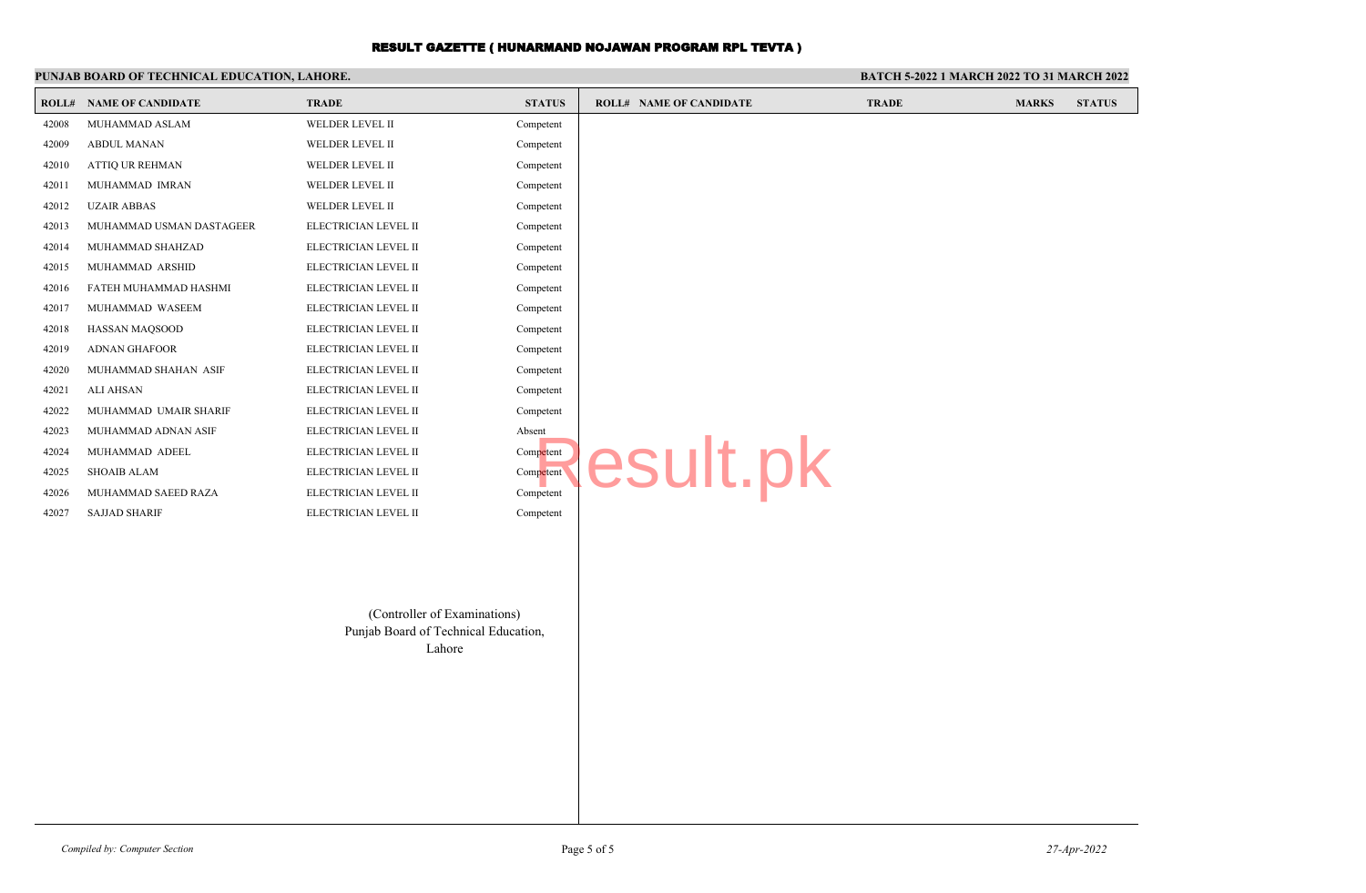# RESULT GAZETTE ( HUNARMAND NOJAWAN PROGRAM RPL TEVTA )

**PUNJAB BOARD OF TECHNICAL EDUCATION, LAHORE.**

**BATCH 5-2022 1 MARCH 2022 TO 31 MARCH 2022**

| ROLL# | NAME OF CANDIDATE | TRADE | STATUS |
|---|---|---|---|
| 42008 | MUHAMMAD ASLAM | WELDER LEVEL II | Competent |
| 42009 | ABDUL MANAN | WELDER LEVEL II | Competent |
| 42010 | ATTIQ UR REHMAN | WELDER LEVEL II | Competent |
| 42011 | MUHAMMAD IMRAN | WELDER LEVEL II | Competent |
| 42012 | UZAIR ABBAS | WELDER LEVEL II | Competent |
| 42013 | MUHAMMAD USMAN DASTAGEER | ELECTRICIAN LEVEL II | Competent |
| 42014 | MUHAMMAD SHAHZAD | ELECTRICIAN LEVEL II | Competent |
| 42015 | MUHAMMAD ARSHID | ELECTRICIAN LEVEL II | Competent |
| 42016 | FATEH MUHAMMAD HASHMI | ELECTRICIAN LEVEL II | Competent |
| 42017 | MUHAMMAD WASEEM | ELECTRICIAN LEVEL II | Competent |
| 42018 | HASSAN MAQSOOD | ELECTRICIAN LEVEL II | Competent |
| 42019 | ADNAN GHAFOOR | ELECTRICIAN LEVEL II | Competent |
| 42020 | MUHAMMAD SHAHAN ASIF | ELECTRICIAN LEVEL II | Competent |
| 42021 | ALI AHSAN | ELECTRICIAN LEVEL II | Competent |
| 42022 | MUHAMMAD UMAIR SHARIF | ELECTRICIAN LEVEL II | Competent |
| 42023 | MUHAMMAD ADNAN ASIF | ELECTRICIAN LEVEL II | Absent |
| 42024 | MUHAMMAD ADEEL | ELECTRICIAN LEVEL II | Competent |
| 42025 | SHOAIB ALAM | ELECTRICIAN LEVEL II | Competent |
| 42026 | MUHAMMAD SAEED RAZA | ELECTRICIAN LEVEL II | Competent |
| 42027 | SAJJAD SHARIF | ELECTRICIAN LEVEL II | Competent |

| ROLL# | NAME OF CANDIDATE | TRADE | MARKS | STATUS |
|---|---|---|---|---|

(Controller of Examinations)
Punjab Board of Technical Education,
Lahore

*Compiled by: Computer Section*

*27-Apr-2022*